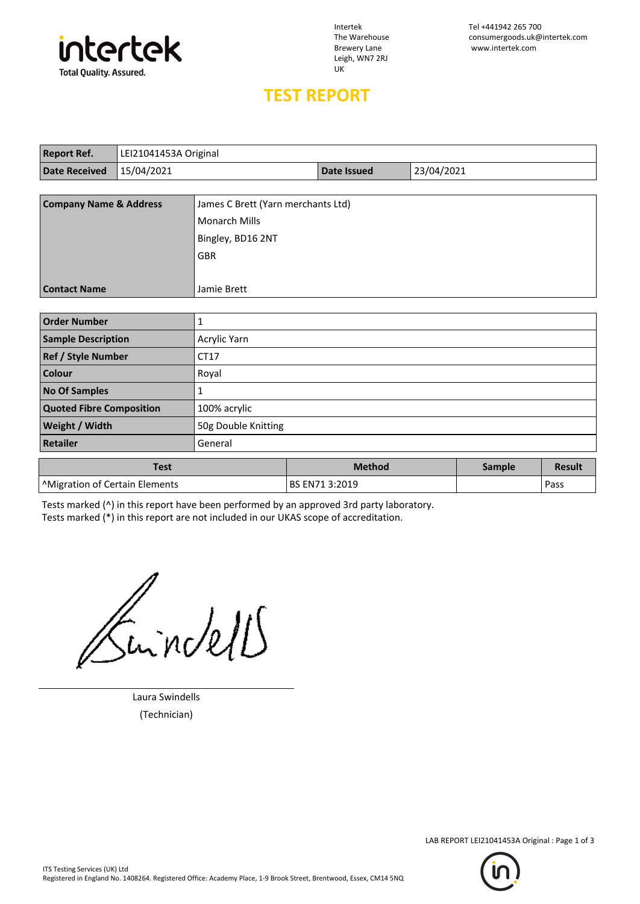intertek
Total Quality. Assured.

Intertek
The Warehouse
Brewery Lane
Leigh, WN7 2RJ
UK

Tel +441942 265 700
consumergoods.uk@intertek.com
www.intertek.com

# TEST REPORT

| **Report Ref.** | LEI21041453A Original | | |
|---|---|---|---|
| **Date Received** | 15/04/2021 | **Date Issued** | 23/04/2021 |

| **Company Name & Address** | James C Brett (Yarn merchants Ltd) |
|---|---|
| | Monarch Mills |
| | Bingley, BD16 2NT |
| | GBR |
| **Contact Name** | Jamie Brett |

| **Order Number** | 1 |
|---|---|
| **Sample Description** | Acrylic Yarn |
| **Ref / Style Number** | CT17 |
| **Colour** | Royal |
| **No Of Samples** | 1 |
| **Quoted Fibre Composition** | 100% acrylic |
| **Weight / Width** | 50g Double Knitting |
| **Retailer** | General |

| Test | Method | Sample | Result |
|---|---|---|---|
| ^Migration of Certain Elements | BS EN71 3:2019 | | Pass |

Tests marked (^) in this report have been performed by an approved 3rd party laboratory.
Tests marked (*) in this report are not included in our UKAS scope of accreditation.

Laura Swindells
(Technician)

ITS Testing Services (UK) Ltd
Registered in England No. 1408264. Registered Office: Academy Place, 1-9 Brook Street, Brentwood, Essex, CM14 5NQ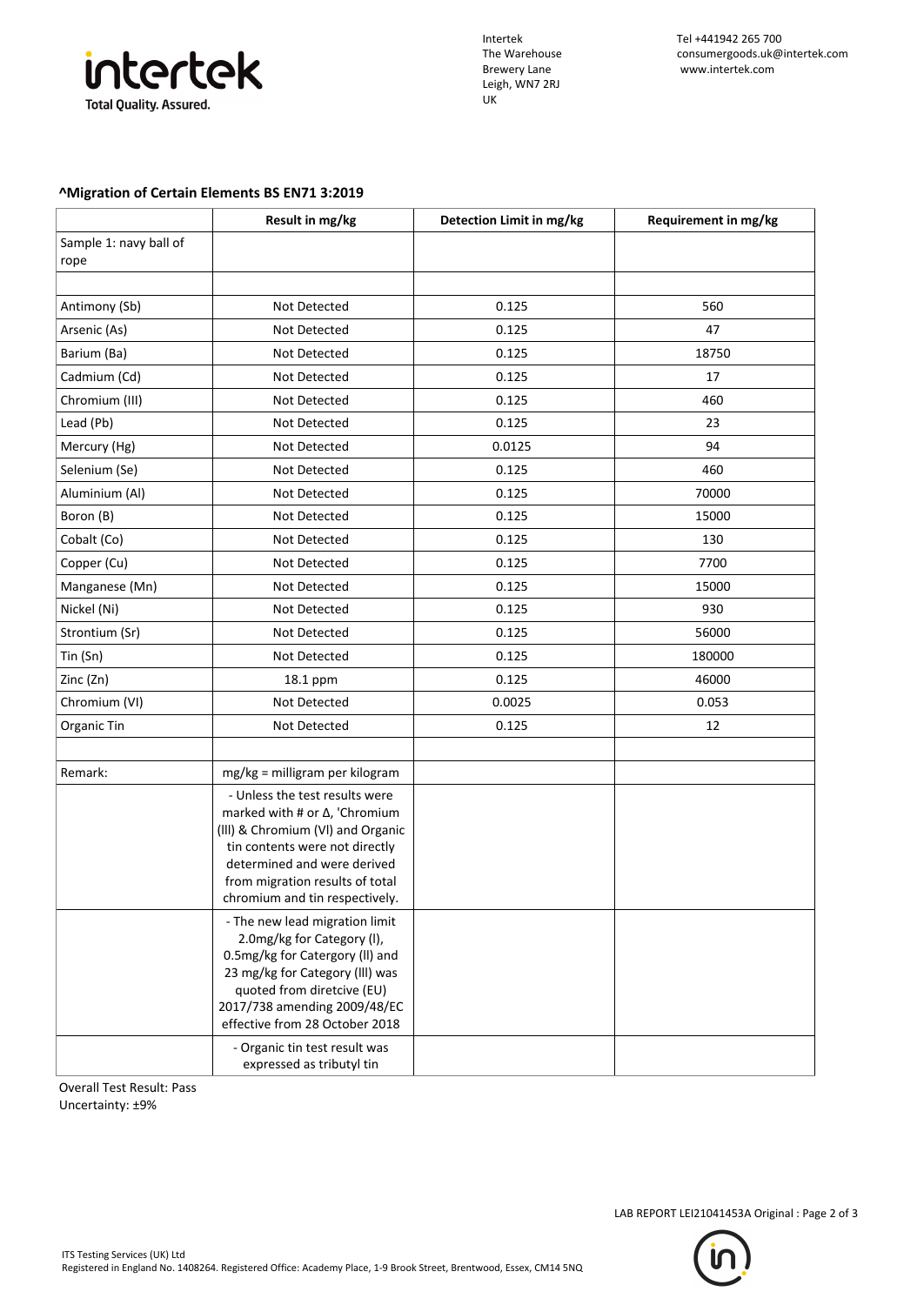Intertek
The Warehouse
Brewery Lane
Leigh, WN7 2RJ
UK

Tel +441942 265 700
consumergoods.uk@intertek.com
www.intertek.com

### ^Migration of Certain Elements BS EN71 3:2019

| | Result in mg/kg | Detection Limit in mg/kg | Requirement in mg/kg |
|---|---|---|---|
| Sample 1: navy ball of rope | | | |
| | | | |
| Antimony (Sb) | Not Detected | 0.125 | 560 |
| Arsenic (As) | Not Detected | 0.125 | 47 |
| Barium (Ba) | Not Detected | 0.125 | 18750 |
| Cadmium (Cd) | Not Detected | 0.125 | 17 |
| Chromium (III) | Not Detected | 0.125 | 460 |
| Lead (Pb) | Not Detected | 0.125 | 23 |
| Mercury (Hg) | Not Detected | 0.0125 | 94 |
| Selenium (Se) | Not Detected | 0.125 | 460 |
| Aluminium (Al) | Not Detected | 0.125 | 70000 |
| Boron (B) | Not Detected | 0.125 | 15000 |
| Cobalt (Co) | Not Detected | 0.125 | 130 |
| Copper (Cu) | Not Detected | 0.125 | 7700 |
| Manganese (Mn) | Not Detected | 0.125 | 15000 |
| Nickel (Ni) | Not Detected | 0.125 | 930 |
| Strontium (Sr) | Not Detected | 0.125 | 56000 |
| Tin (Sn) | Not Detected | 0.125 | 180000 |
| Zinc (Zn) | 18.1 ppm | 0.125 | 46000 |
| Chromium (VI) | Not Detected | 0.0025 | 0.053 |
| Organic Tin | Not Detected | 0.125 | 12 |
| | | | |
| Remark: | mg/kg = milligram per kilogram | | |
| | - Unless the test results were marked with # or Δ, 'Chromium (III) & Chromium (VI) and Organic tin contents were not directly determined and were derived from migration results of total chromium and tin respectively. | | |
| | - The new lead migration limit 2.0mg/kg for Category (I), 0.5mg/kg for Catergory (II) and 23 mg/kg for Category (III) was quoted from diretcive (EU) 2017/738 amending 2009/48/EC effective from 28 October 2018 | | |
| | - Organic tin test result was expressed as tributyl tin | | |

Overall Test Result: Pass
Uncertainty: ±9%

LAB REPORT LEI21041453A Original

ITS Testing Services (UK) Ltd
Registered in England No. 1408264. Registered Office: Academy Place, 1-9 Brook Street, Brentwood, Essex, CM14 5NQ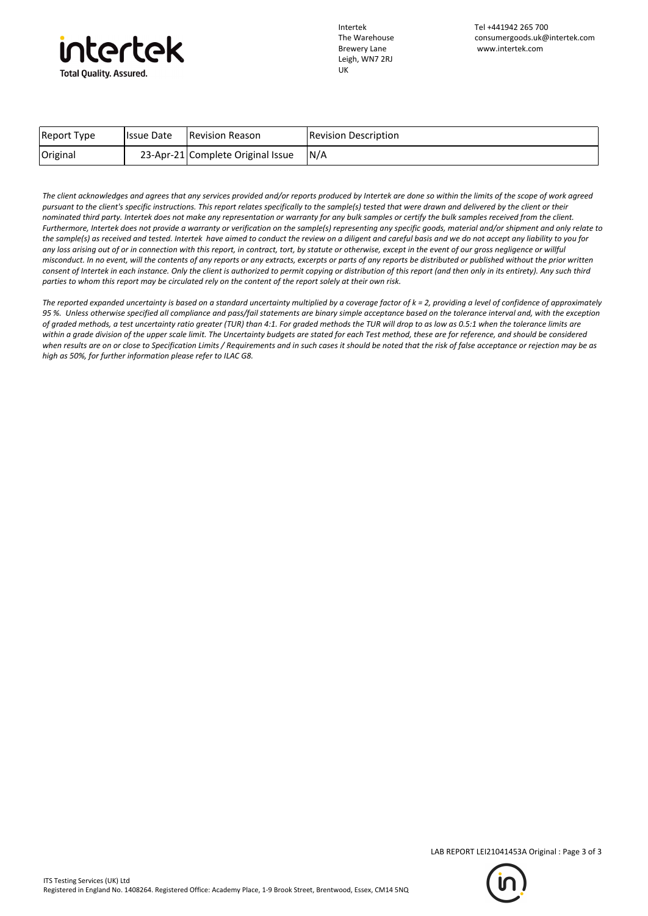Intertek
The Warehouse
Brewery Lane
Leigh, WN7 2RJ
UK

Tel +441942 265 700
consumergoods.uk@intertek.com
www.intertek.com

| Report Type | Issue Date | Revision Reason | Revision Description |
|---|---|---|---|
| Original | 23-Apr-21 | Complete Original Issue | N/A |

*The client acknowledges and agrees that any services provided and/or reports produced by Intertek are done so within the limits of the scope of work agreed pursuant to the client's specific instructions. This report relates specifically to the sample(s) tested that were drawn and delivered by the client or their nominated third party. Intertek does not make any representation or warranty for any bulk samples or certify the bulk samples received from the client. Furthermore, Intertek does not provide a warranty or verification on the sample(s) representing any specific goods, material and/or shipment and only relate to the sample(s) as received and tested. Intertek have aimed to conduct the review on a diligent and careful basis and we do not accept any liability to you for any loss arising out of or in connection with this report, in contract, tort, by statute or otherwise, except in the event of our gross negligence or willful misconduct. In no event, will the contents of any reports or any extracts, excerpts or parts of any reports be distributed or published without the prior written consent of Intertek in each instance. Only the client is authorized to permit copying or distribution of this report (and then only in its entirety). Any such third parties to whom this report may be circulated rely on the content of the report solely at their own risk.*

*The reported expanded uncertainty is based on a standard uncertainty multiplied by a coverage factor of k = 2, providing a level of confidence of approximately 95 %. Unless otherwise specified all compliance and pass/fail statements are binary simple acceptance based on the tolerance interval and, with the exception of graded methods, a test uncertainty ratio greater (TUR) than 4:1. For graded methods the TUR will drop to as low as 0.5:1 when the tolerance limits are within a grade division of the upper scale limit. The Uncertainty budgets are stated for each Test method, these are for reference, and should be considered when results are on or close to Specification Limits / Requirements and in such cases it should be noted that the risk of false acceptance or rejection may be as high as 50%, for further information please refer to ILAC G8.*

ITS Testing Services (UK) Ltd
Registered in England No. 1408264. Registered Office: Academy Place, 1-9 Brook Street, Brentwood, Essex, CM14 5NQ